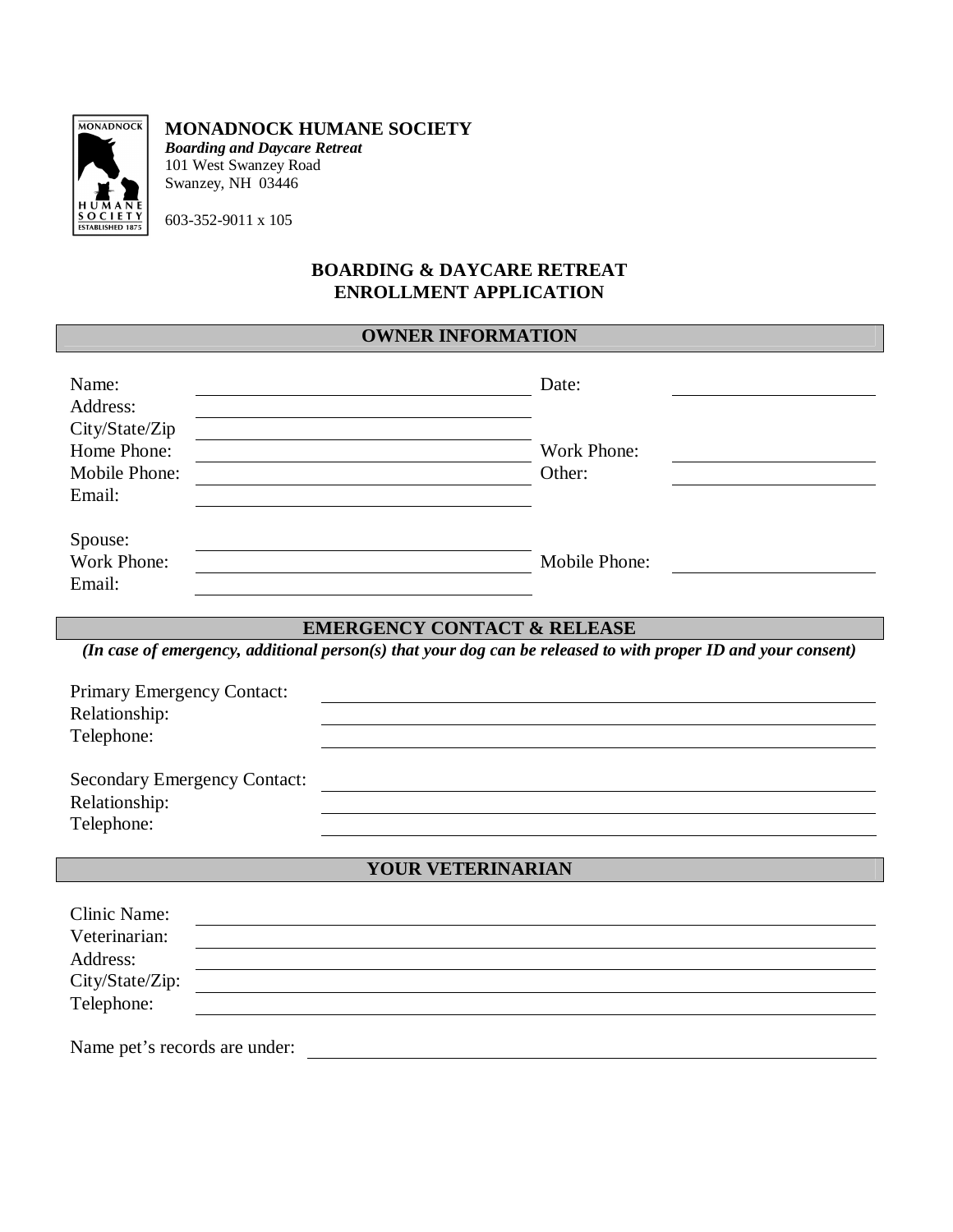**MONADNOCK HUMANE SOCIETY**
***Boarding and Daycare Retreat***
101 West Swanzey Road
Swanzey, NH 03446

603-352-9011 x 105

# BOARDING & DAYCARE RETREAT
# ENROLLMENT APPLICATION

## OWNER INFORMATION

Name: ______________________________ Date: ____________________
Address: ______________________________
City/State/Zip ______________________________
Home Phone: ______________________________ Work Phone: ____________________
Mobile Phone: ______________________________ Other: ____________________
Email: ______________________________

Spouse: ______________________________
Work Phone: ______________________________ Mobile Phone: ____________________
Email: ______________________________

## EMERGENCY CONTACT & RELEASE

***(In case of emergency, additional person(s) that your dog can be released to with proper ID and your consent)***

Primary Emergency Contact: ______________________________
Relationship: ______________________________
Telephone: ______________________________

Secondary Emergency Contact: ______________________________
Relationship: ______________________________
Telephone: ______________________________

## YOUR VETERINARIAN

Clinic Name: ______________________________
Veterinarian: ______________________________
Address: ______________________________
City/State/Zip: ______________________________
Telephone: ______________________________

Name pet's records are under: ______________________________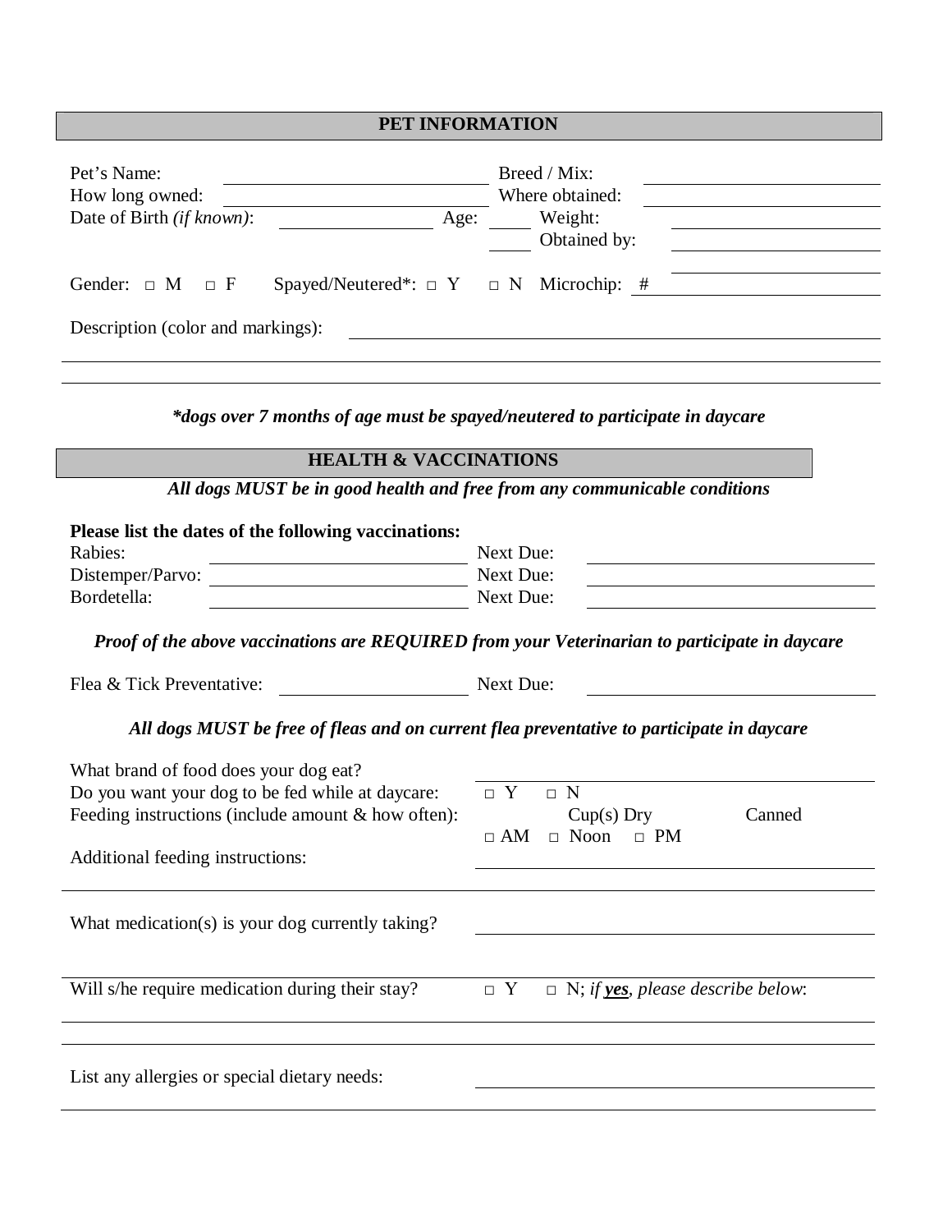## PET INFORMATION

Pet's Name: ____________________ Breed / Mix: ____________________

How long owned: ____________________ Where obtained: ____________________

Date of Birth *(if known)*: ____________ Age: ____ Weight: ____________________

Obtained by: ____________________

Gender: □ M □ F Spayed/Neutered*: □ Y □ N Microchip: # ____________________

Description (color and markings): ____________________

***dogs over 7 months of age must be spayed/neutered to participate in daycare***

## HEALTH & VACCINATIONS

***All dogs MUST be in good health and free from any communicable conditions***

**Please list the dates of the following vaccinations:**

Rabies: ____________________ Next Due: ____________________

Distemper/Parvo: ____________________ Next Due: ____________________

Bordetella: ____________________ Next Due: ____________________

***Proof of the above vaccinations are REQUIRED from your Veterinarian to participate in daycare***

Flea & Tick Preventative: ____________________ Next Due: ____________________

***All dogs MUST be free of fleas and on current flea preventative to participate in daycare***

What brand of food does your dog eat? ____________________

Do you want your dog to be fed while at daycare: □ Y □ N

Feeding instructions (include amount & how often): ____ Cup(s) Dry ____ Canned

□ AM □ Noon □ PM

Additional feeding instructions: ____________________

What medication(s) is your dog currently taking? ____________________

Will s/he require medication during their stay? □ Y □ N; *if* ***yes****, please describe below*:

____________________

List any allergies or special dietary needs: ____________________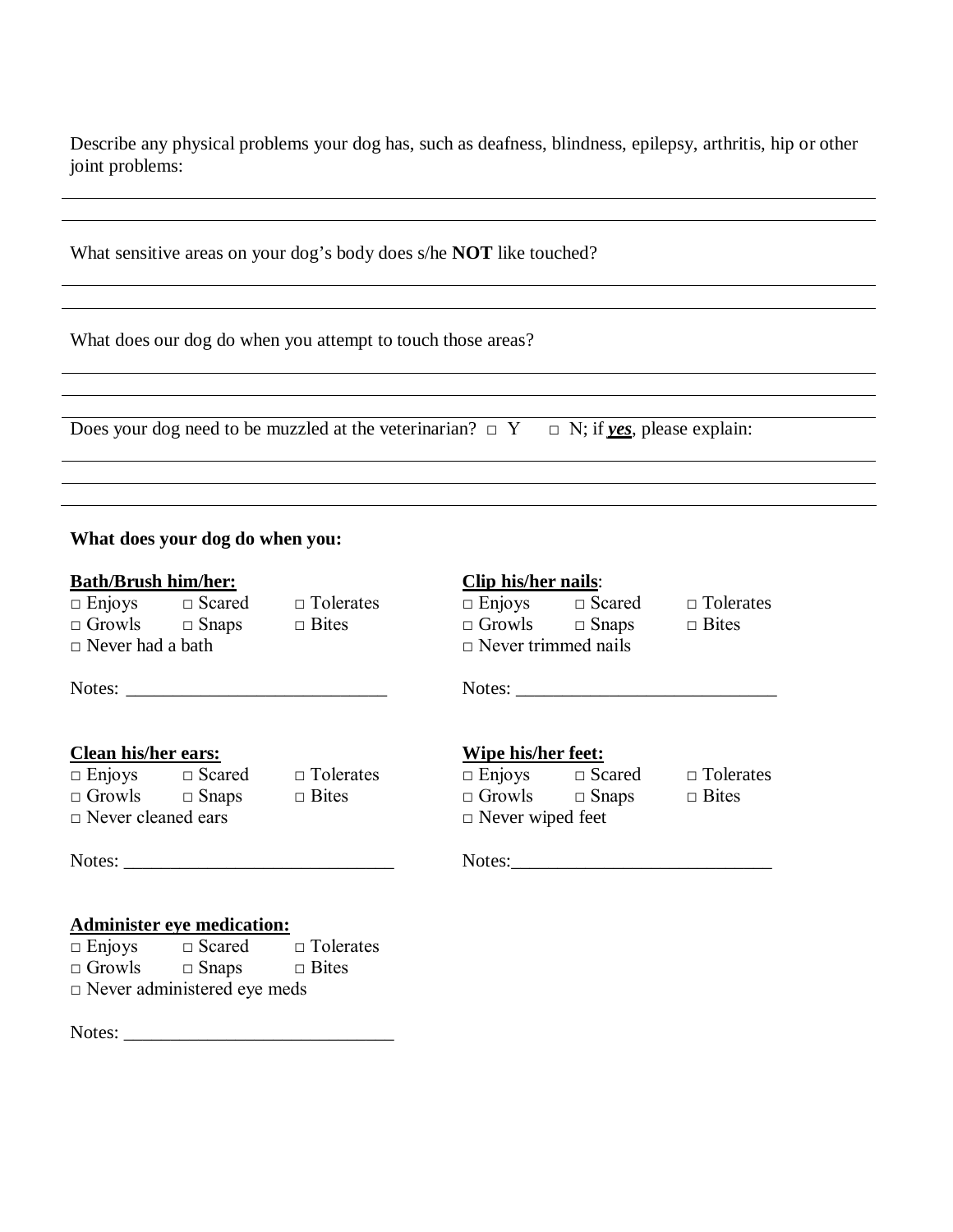Describe any physical problems your dog has, such as deafness, blindness, epilepsy, arthritis, hip or other joint problems:

_______________________________________________________________________________

_______________________________________________________________________________

What sensitive areas on your dog's body does s/he **NOT** like touched?

_______________________________________________________________________________

_______________________________________________________________________________

What does our dog do when you attempt to touch those areas?

_______________________________________________________________________________

_______________________________________________________________________________

Does your dog need to be muzzled at the veterinarian? □ Y □ N; if ***yes***, please explain:

_______________________________________________________________________________

_______________________________________________________________________________

**What does your dog do when you:**

**Bath/Brush him/her:**

□ Enjoys □ Scared □ Tolerates
□ Growls □ Snaps □ Bites
□ Never had a bath

Notes: ____________________________

**Clip his/her nails**:

□ Enjoys □ Scared □ Tolerates
□ Growls □ Snaps □ Bites
□ Never trimmed nails

Notes: ____________________________

**Clean his/her ears:**

□ Enjoys □ Scared □ Tolerates
□ Growls □ Snaps □ Bites
□ Never cleaned ears

Notes: ____________________________

**Wipe his/her feet:**

□ Enjoys □ Scared □ Tolerates
□ Growls □ Snaps □ Bites
□ Never wiped feet

Notes:____________________________

**Administer eye medication:**

□ Enjoys □ Scared □ Tolerates
□ Growls □ Snaps □ Bites
□ Never administered eye meds

Notes: ____________________________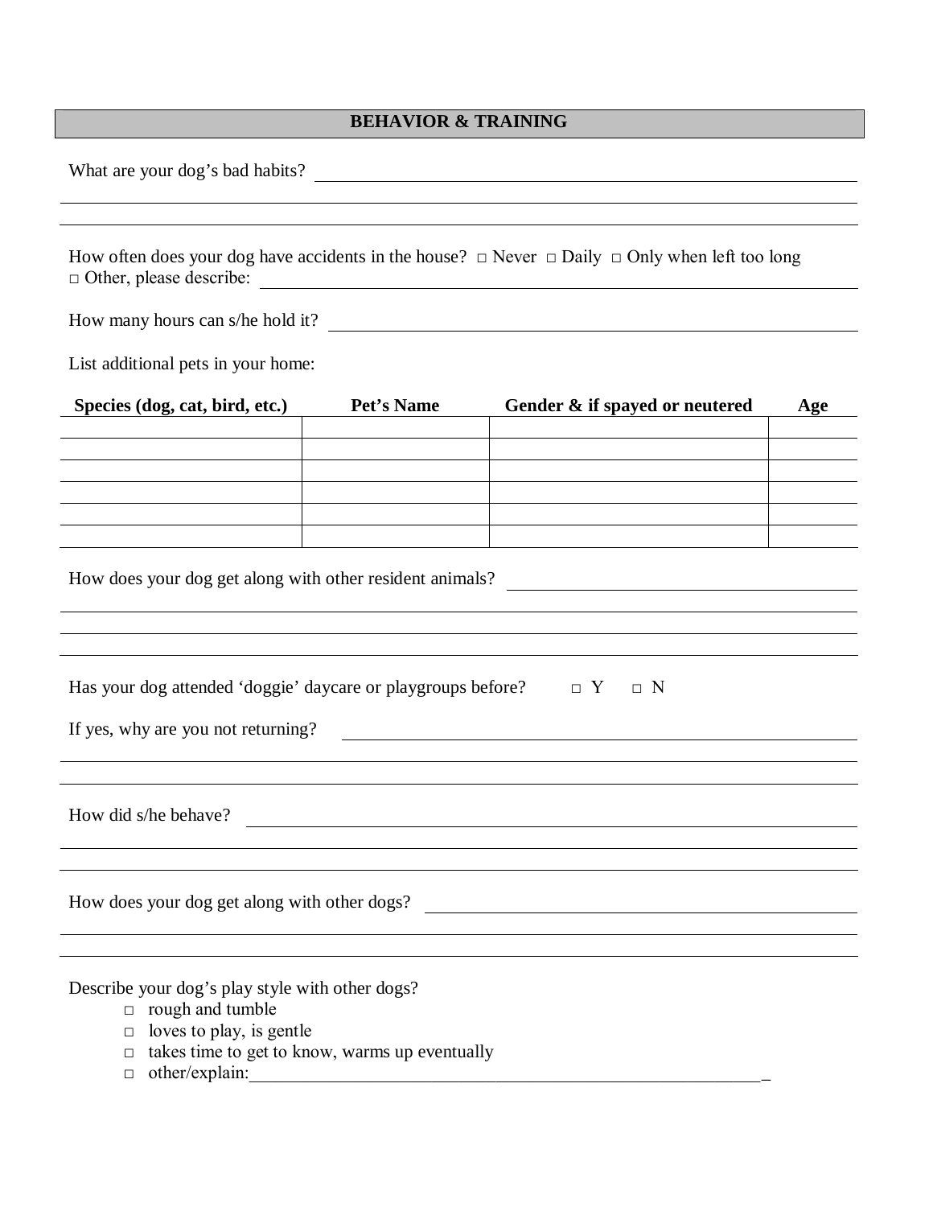## BEHAVIOR & TRAINING

What are your dog's bad habits? ______________________________________________

____________________________________________________________________________

____________________________________________________________________________

How often does your dog have accidents in the house? □ Never □ Daily □ Only when left too long
□ Other, please describe: ______________________________________________

How many hours can s/he hold it? ______________________________________________

List additional pets in your home:

| Species (dog, cat, bird, etc.) | Pet's Name | Gender & if spayed or neutered | Age |
|---|---|---|---|
| | | | |
| | | | |
| | | | |
| | | | |
| | | | |
| | | | |

How does your dog get along with other resident animals? ______________________________

____________________________________________________________________________

____________________________________________________________________________

____________________________________________________________________________

Has your dog attended 'doggie' daycare or playgroups before? □ Y □ N

If yes, why are you not returning? ______________________________________________

____________________________________________________________________________

____________________________________________________________________________

How did s/he behave? ______________________________________________

____________________________________________________________________________

____________________________________________________________________________

How does your dog get along with other dogs? ______________________________________________

____________________________________________________________________________

____________________________________________________________________________

Describe your dog's play style with other dogs?

- □ rough and tumble
- □ loves to play, is gentle
- □ takes time to get to know, warms up eventually
- □ other/explain:______________________________________________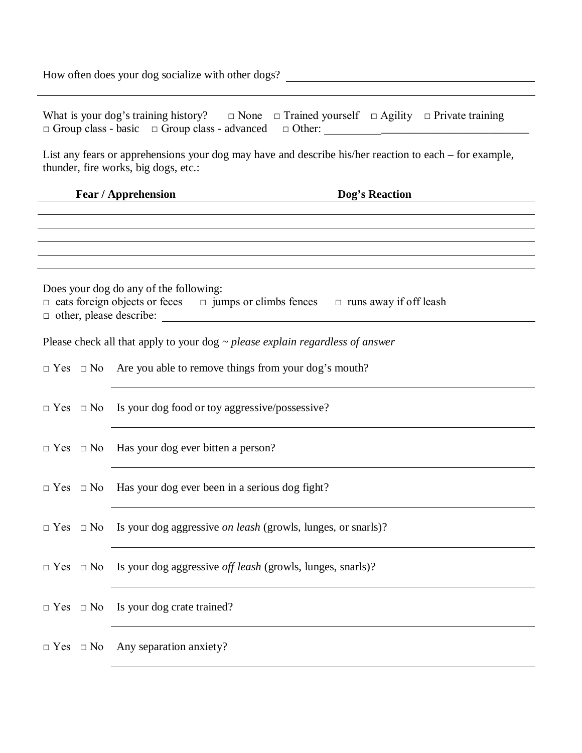How often does your dog socialize with other dogs? ______________________________________________

_______________________________________________________________________________

What is your dog's training history? □ None □ Trained yourself □ Agility □ Private training
□ Group class - basic □ Group class - advanced □ Other: ____________________________________

List any fears or apprehensions your dog may have and describe his/her reaction to each – for example, thunder, fire works, big dogs, etc.:

| Fear / Apprehension | Dog's Reaction |
| --- | --- |
| | |
| | |
| | |
| | |
| | |

Does your dog do any of the following:
□ eats foreign objects or feces □ jumps or climbs fences □ runs away if off leash
□ other, please describe: ______________________________________________

Please check all that apply to your dog ~ *please explain regardless of answer*

□ Yes □ No Are you able to remove things from your dog's mouth?
_______________________________________________

□ Yes □ No Is your dog food or toy aggressive/possessive?
_______________________________________________

□ Yes □ No Has your dog ever bitten a person?
_______________________________________________

□ Yes □ No Has your dog ever been in a serious dog fight?
_______________________________________________

□ Yes □ No Is your dog aggressive *on leash* (growls, lunges, or snarls)?
_______________________________________________

□ Yes □ No Is your dog aggressive *off leash* (growls, lunges, snarls)?
_______________________________________________

□ Yes □ No Is your dog crate trained?
_______________________________________________

□ Yes □ No Any separation anxiety?
_______________________________________________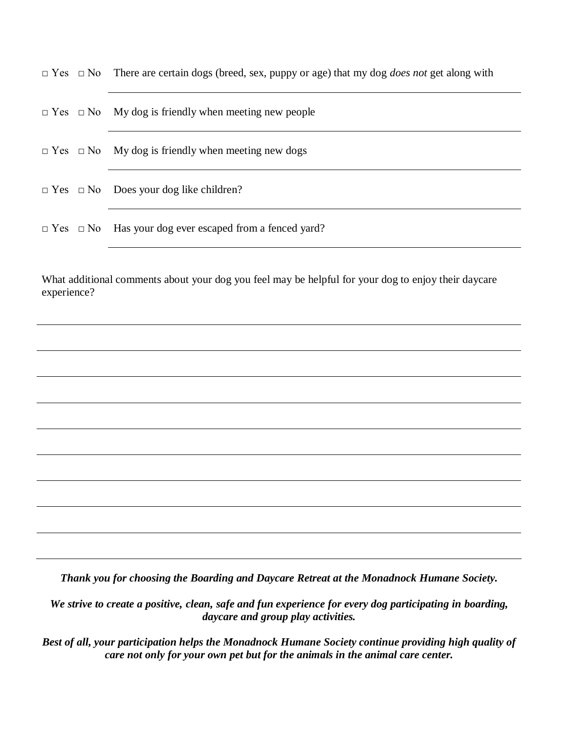□ Yes □ No There are certain dogs (breed, sex, puppy or age) that my dog *does not* get along with

______________________________________________________________________

□ Yes □ No My dog is friendly when meeting new people

______________________________________________________________________

□ Yes □ No My dog is friendly when meeting new dogs

______________________________________________________________________

□ Yes □ No Does your dog like children?

______________________________________________________________________

□ Yes □ No Has your dog ever escaped from a fenced yard?

______________________________________________________________________

What additional comments about your dog you feel may be helpful for your dog to enjoy their daycare experience?

______________________________________________________________________

______________________________________________________________________

______________________________________________________________________

______________________________________________________________________

______________________________________________________________________

______________________________________________________________________

______________________________________________________________________

______________________________________________________________________

______________________________________________________________________

______________________________________________________________________

***Thank you for choosing the Boarding and Daycare Retreat at the Monadnock Humane Society.***

***We strive to create a positive, clean, safe and fun experience for every dog participating in boarding, daycare and group play activities.***

***Best of all, your participation helps the Monadnock Humane Society continue providing high quality of care not only for your own pet but for the animals in the animal care center.***